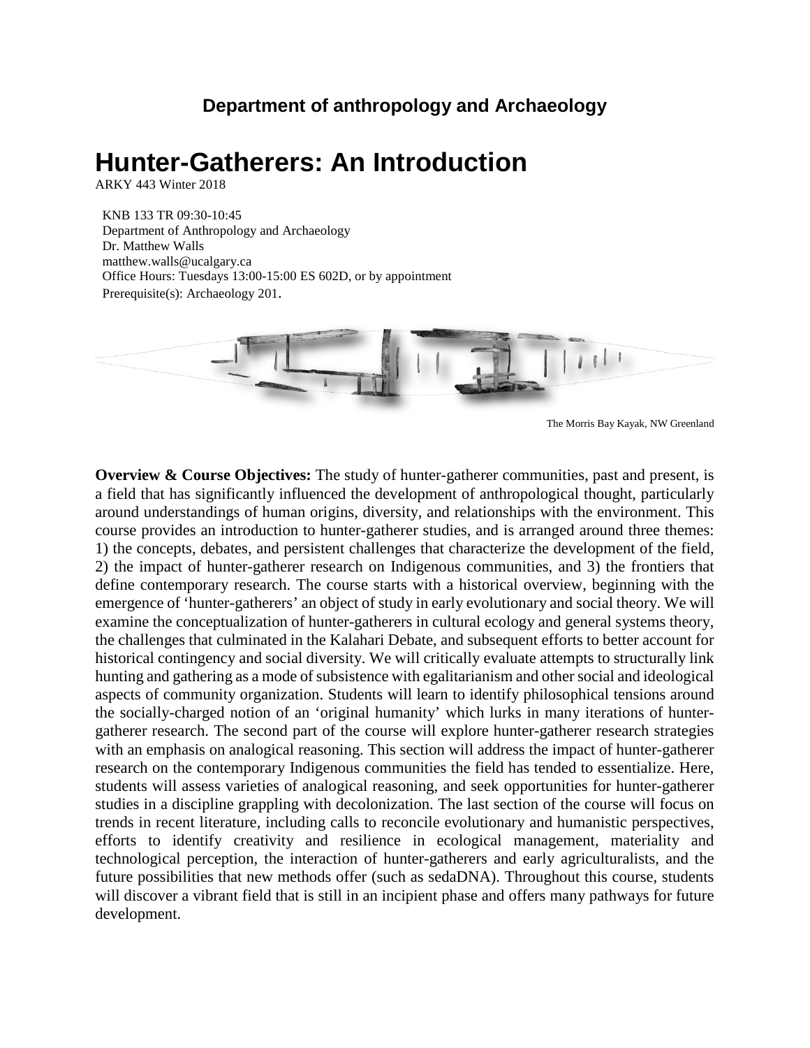**Department of anthropology and Archaeology**

# Hunter-Gatherers: An Introduction

ARKY 443 Winter 2018

KNB 133 TR 09:30-10:45
Department of Anthropology and Archaeology
Dr. Matthew Walls
matthew.walls@ucalgary.ca
Office Hours: Tuesdays 13:00-15:00 ES 602D, or by appointment
Prerequisite(s): Archaeology 201.

The Morris Bay Kayak, NW Greenland

**Overview & Course Objectives:** The study of hunter-gatherer communities, past and present, is a field that has significantly influenced the development of anthropological thought, particularly around understandings of human origins, diversity, and relationships with the environment. This course provides an introduction to hunter-gatherer studies, and is arranged around three themes: 1) the concepts, debates, and persistent challenges that characterize the development of the field, 2) the impact of hunter-gatherer research on Indigenous communities, and 3) the frontiers that define contemporary research. The course starts with a historical overview, beginning with the emergence of 'hunter-gatherers' an object of study in early evolutionary and social theory. We will examine the conceptualization of hunter-gatherers in cultural ecology and general systems theory, the challenges that culminated in the Kalahari Debate, and subsequent efforts to better account for historical contingency and social diversity. We will critically evaluate attempts to structurally link hunting and gathering as a mode of subsistence with egalitarianism and other social and ideological aspects of community organization. Students will learn to identify philosophical tensions around the socially-charged notion of an 'original humanity' which lurks in many iterations of hunter-gatherer research. The second part of the course will explore hunter-gatherer research strategies with an emphasis on analogical reasoning. This section will address the impact of hunter-gatherer research on the contemporary Indigenous communities the field has tended to essentialize. Here, students will assess varieties of analogical reasoning, and seek opportunities for hunter-gatherer studies in a discipline grappling with decolonization. The last section of the course will focus on trends in recent literature, including calls to reconcile evolutionary and humanistic perspectives, efforts to identify creativity and resilience in ecological management, materiality and technological perception, the interaction of hunter-gatherers and early agriculturalists, and the future possibilities that new methods offer (such as sedaDNA). Throughout this course, students will discover a vibrant field that is still in an incipient phase and offers many pathways for future development.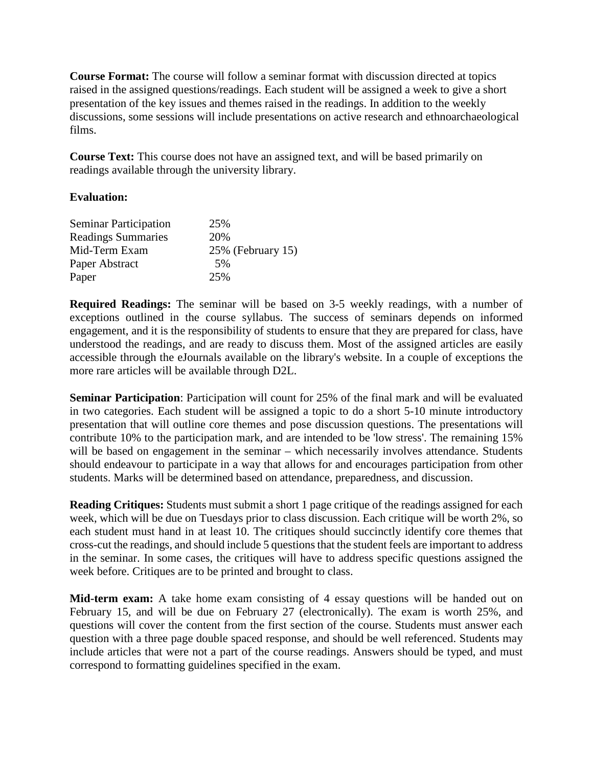**Course Format:** The course will follow a seminar format with discussion directed at topics raised in the assigned questions/readings. Each student will be assigned a week to give a short presentation of the key issues and themes raised in the readings. In addition to the weekly discussions, some sessions will include presentations on active research and ethnoarchaeological films.

**Course Text:** This course does not have an assigned text, and will be based primarily on readings available through the university library.

**Evaluation:**

| | |
|---|---|
| Seminar Participation | 25% |
| Readings Summaries | 20% |
| Mid-Term Exam | 25% (February 15) |
| Paper Abstract | 5% |
| Paper | 25% |

**Required Readings:** The seminar will be based on 3-5 weekly readings, with a number of exceptions outlined in the course syllabus. The success of seminars depends on informed engagement, and it is the responsibility of students to ensure that they are prepared for class, have understood the readings, and are ready to discuss them. Most of the assigned articles are easily accessible through the eJournals available on the library's website. In a couple of exceptions the more rare articles will be available through D2L.

**Seminar Participation**: Participation will count for 25% of the final mark and will be evaluated in two categories. Each student will be assigned a topic to do a short 5-10 minute introductory presentation that will outline core themes and pose discussion questions. The presentations will contribute 10% to the participation mark, and are intended to be 'low stress'. The remaining 15% will be based on engagement in the seminar – which necessarily involves attendance. Students should endeavour to participate in a way that allows for and encourages participation from other students. Marks will be determined based on attendance, preparedness, and discussion.

**Reading Critiques:** Students must submit a short 1 page critique of the readings assigned for each week, which will be due on Tuesdays prior to class discussion. Each critique will be worth 2%, so each student must hand in at least 10. The critiques should succinctly identify core themes that cross-cut the readings, and should include 5 questions that the student feels are important to address in the seminar. In some cases, the critiques will have to address specific questions assigned the week before. Critiques are to be printed and brought to class.

**Mid-term exam:** A take home exam consisting of 4 essay questions will be handed out on February 15, and will be due on February 27 (electronically). The exam is worth 25%, and questions will cover the content from the first section of the course. Students must answer each question with a three page double spaced response, and should be well referenced. Students may include articles that were not a part of the course readings. Answers should be typed, and must correspond to formatting guidelines specified in the exam.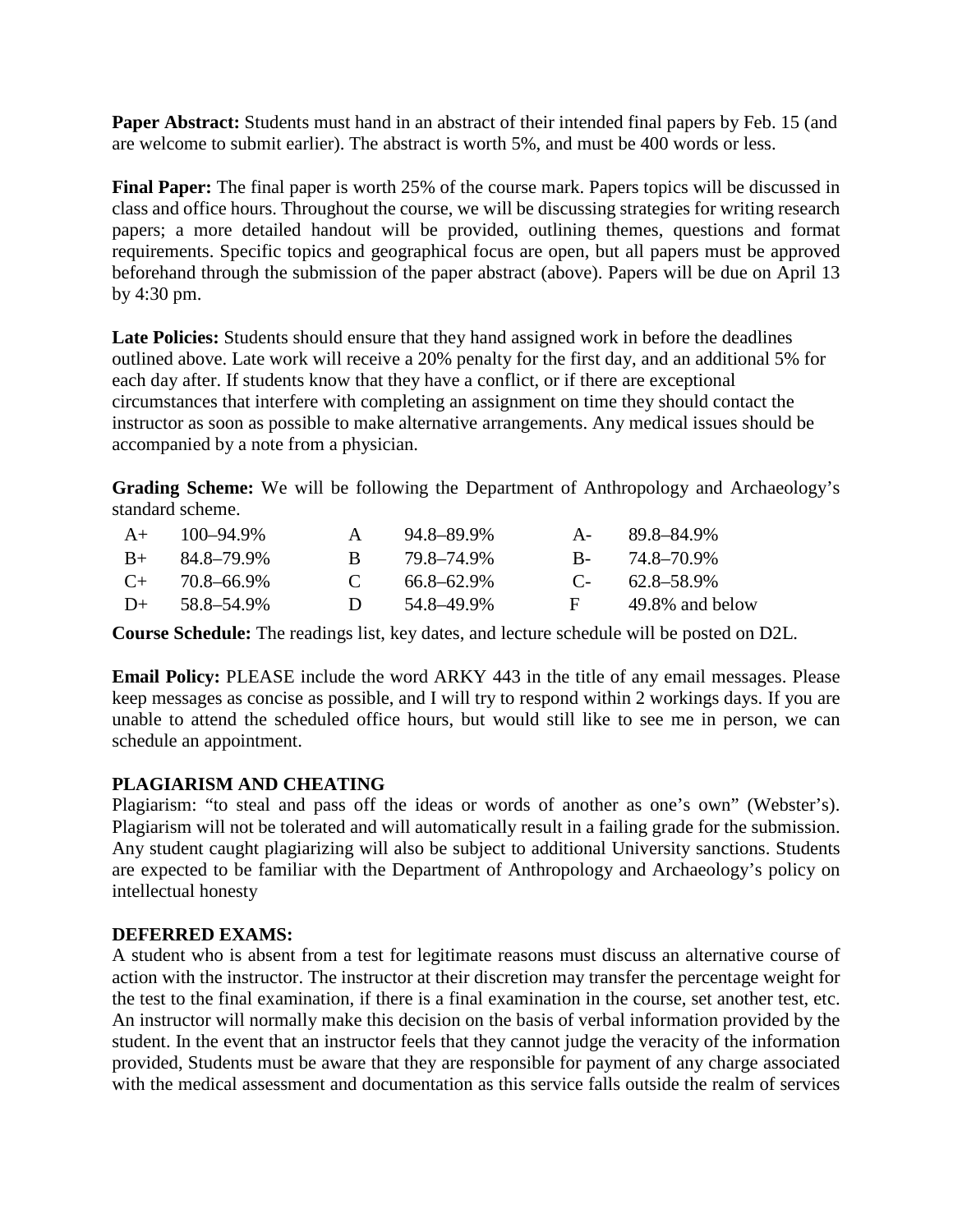**Paper Abstract:** Students must hand in an abstract of their intended final papers by Feb. 15 (and are welcome to submit earlier). The abstract is worth 5%, and must be 400 words or less.

**Final Paper:** The final paper is worth 25% of the course mark. Papers topics will be discussed in class and office hours. Throughout the course, we will be discussing strategies for writing research papers; a more detailed handout will be provided, outlining themes, questions and format requirements. Specific topics and geographical focus are open, but all papers must be approved beforehand through the submission of the paper abstract (above). Papers will be due on April 13 by 4:30 pm.

**Late Policies:** Students should ensure that they hand assigned work in before the deadlines outlined above. Late work will receive a 20% penalty for the first day, and an additional 5% for each day after. If students know that they have a conflict, or if there are exceptional circumstances that interfere with completing an assignment on time they should contact the instructor as soon as possible to make alternative arrangements. Any medical issues should be accompanied by a note from a physician.

**Grading Scheme:** We will be following the Department of Anthropology and Archaeology's standard scheme.

| | | | | | |
|---|---|---|---|---|---|
| A+ | 100–94.9% | A | 94.8–89.9% | A- | 89.8–84.9% |
| B+ | 84.8–79.9% | B | 79.8–74.9% | B- | 74.8–70.9% |
| C+ | 70.8–66.9% | C | 66.8–62.9% | C- | 62.8–58.9% |
| D+ | 58.8–54.9% | D | 54.8–49.9% | F | 49.8% and below |

**Course Schedule:** The readings list, key dates, and lecture schedule will be posted on D2L.

**Email Policy:** PLEASE include the word ARKY 443 in the title of any email messages. Please keep messages as concise as possible, and I will try to respond within 2 workings days. If you are unable to attend the scheduled office hours, but would still like to see me in person, we can schedule an appointment.

## PLAGIARISM AND CHEATING

Plagiarism: "to steal and pass off the ideas or words of another as one's own" (Webster's). Plagiarism will not be tolerated and will automatically result in a failing grade for the submission. Any student caught plagiarizing will also be subject to additional University sanctions. Students are expected to be familiar with the Department of Anthropology and Archaeology's policy on intellectual honesty

## DEFERRED EXAMS:

A student who is absent from a test for legitimate reasons must discuss an alternative course of action with the instructor. The instructor at their discretion may transfer the percentage weight for the test to the final examination, if there is a final examination in the course, set another test, etc. An instructor will normally make this decision on the basis of verbal information provided by the student. In the event that an instructor feels that they cannot judge the veracity of the information provided, Students must be aware that they are responsible for payment of any charge associated with the medical assessment and documentation as this service falls outside the realm of services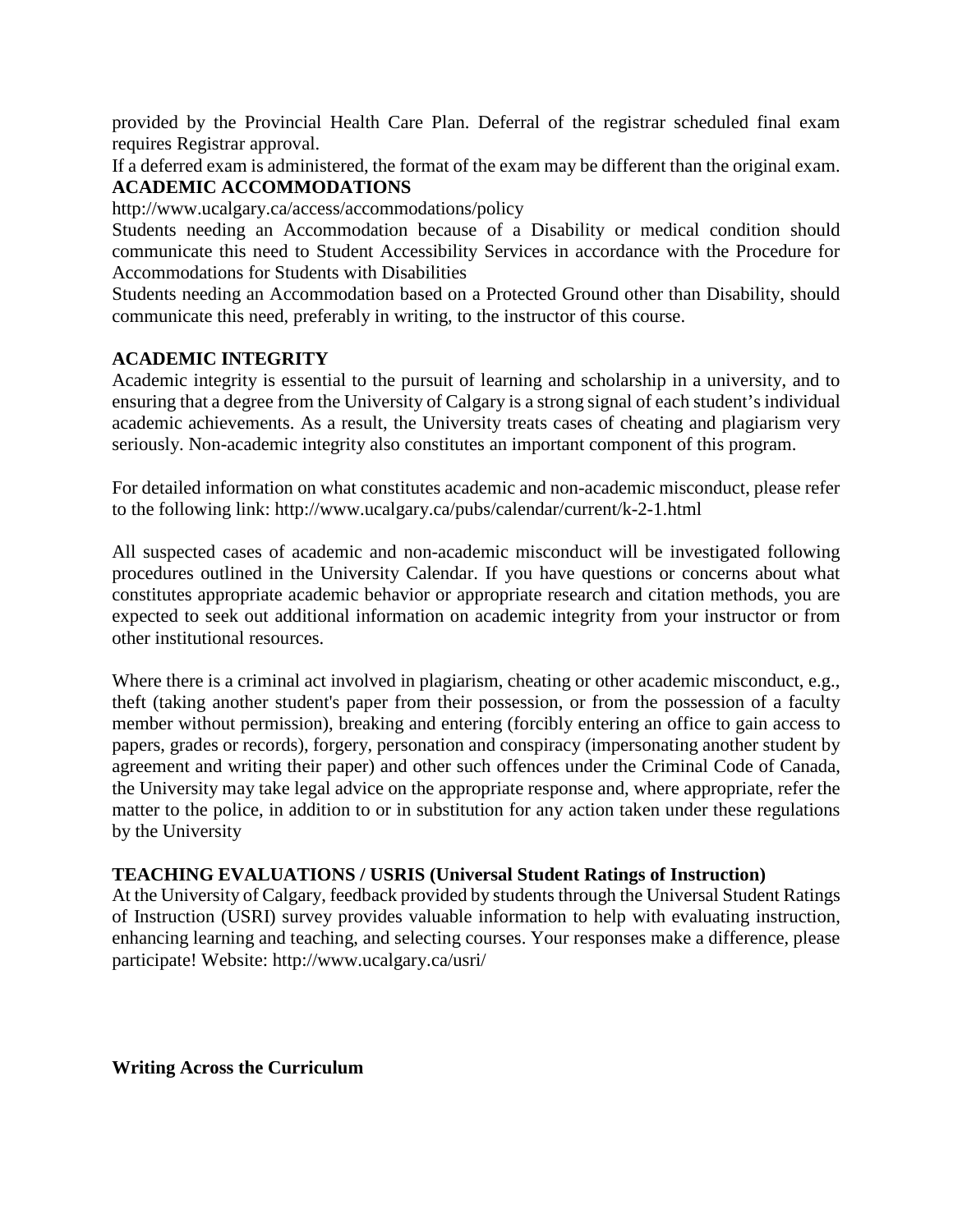provided by the Provincial Health Care Plan. Deferral of the registrar scheduled final exam requires Registrar approval.

If a deferred exam is administered, the format of the exam may be different than the original exam.

**ACADEMIC ACCOMMODATIONS**

http://www.ucalgary.ca/access/accommodations/policy

Students needing an Accommodation because of a Disability or medical condition should communicate this need to Student Accessibility Services in accordance with the Procedure for Accommodations for Students with Disabilities

Students needing an Accommodation based on a Protected Ground other than Disability, should communicate this need, preferably in writing, to the instructor of this course.

**ACADEMIC INTEGRITY**

Academic integrity is essential to the pursuit of learning and scholarship in a university, and to ensuring that a degree from the University of Calgary is a strong signal of each student's individual academic achievements. As a result, the University treats cases of cheating and plagiarism very seriously. Non-academic integrity also constitutes an important component of this program.

For detailed information on what constitutes academic and non-academic misconduct, please refer to the following link: http://www.ucalgary.ca/pubs/calendar/current/k-2-1.html

All suspected cases of academic and non-academic misconduct will be investigated following procedures outlined in the University Calendar. If you have questions or concerns about what constitutes appropriate academic behavior or appropriate research and citation methods, you are expected to seek out additional information on academic integrity from your instructor or from other institutional resources.

Where there is a criminal act involved in plagiarism, cheating or other academic misconduct, e.g., theft (taking another student's paper from their possession, or from the possession of a faculty member without permission), breaking and entering (forcibly entering an office to gain access to papers, grades or records), forgery, personation and conspiracy (impersonating another student by agreement and writing their paper) and other such offences under the Criminal Code of Canada, the University may take legal advice on the appropriate response and, where appropriate, refer the matter to the police, in addition to or in substitution for any action taken under these regulations by the University

**TEACHING EVALUATIONS / USRIS (Universal Student Ratings of Instruction)**

At the University of Calgary, feedback provided by students through the Universal Student Ratings of Instruction (USRI) survey provides valuable information to help with evaluating instruction, enhancing learning and teaching, and selecting courses. Your responses make a difference, please participate! Website: http://www.ucalgary.ca/usri/

**Writing Across the Curriculum**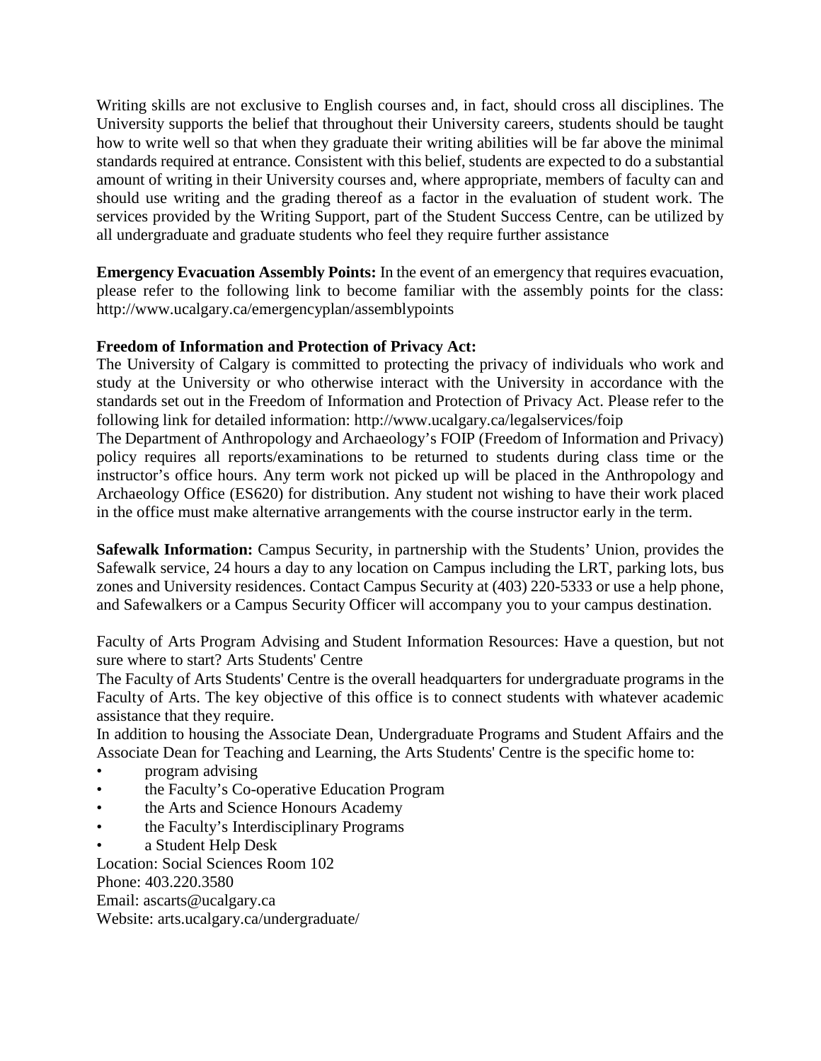Writing skills are not exclusive to English courses and, in fact, should cross all disciplines. The University supports the belief that throughout their University careers, students should be taught how to write well so that when they graduate their writing abilities will be far above the minimal standards required at entrance. Consistent with this belief, students are expected to do a substantial amount of writing in their University courses and, where appropriate, members of faculty can and should use writing and the grading thereof as a factor in the evaluation of student work. The services provided by the Writing Support, part of the Student Success Centre, can be utilized by all undergraduate and graduate students who feel they require further assistance

**Emergency Evacuation Assembly Points:** In the event of an emergency that requires evacuation, please refer to the following link to become familiar with the assembly points for the class: http://www.ucalgary.ca/emergencyplan/assemblypoints

**Freedom of Information and Protection of Privacy Act:**
The University of Calgary is committed to protecting the privacy of individuals who work and study at the University or who otherwise interact with the University in accordance with the standards set out in the Freedom of Information and Protection of Privacy Act. Please refer to the following link for detailed information: http://www.ucalgary.ca/legalservices/foip
The Department of Anthropology and Archaeology's FOIP (Freedom of Information and Privacy) policy requires all reports/examinations to be returned to students during class time or the instructor's office hours. Any term work not picked up will be placed in the Anthropology and Archaeology Office (ES620) for distribution. Any student not wishing to have their work placed in the office must make alternative arrangements with the course instructor early in the term.

**Safewalk Information:** Campus Security, in partnership with the Students' Union, provides the Safewalk service, 24 hours a day to any location on Campus including the LRT, parking lots, bus zones and University residences. Contact Campus Security at (403) 220-5333 or use a help phone, and Safewalkers or a Campus Security Officer will accompany you to your campus destination.

Faculty of Arts Program Advising and Student Information Resources: Have a question, but not sure where to start? Arts Students' Centre
The Faculty of Arts Students' Centre is the overall headquarters for undergraduate programs in the Faculty of Arts. The key objective of this office is to connect students with whatever academic assistance that they require.
In addition to housing the Associate Dean, Undergraduate Programs and Student Affairs and the Associate Dean for Teaching and Learning, the Arts Students' Centre is the specific home to:

- program advising
- the Faculty's Co-operative Education Program
- the Arts and Science Honours Academy
- the Faculty's Interdisciplinary Programs
- a Student Help Desk

Location: Social Sciences Room 102
Phone: 403.220.3580
Email: ascarts@ucalgary.ca
Website: arts.ucalgary.ca/undergraduate/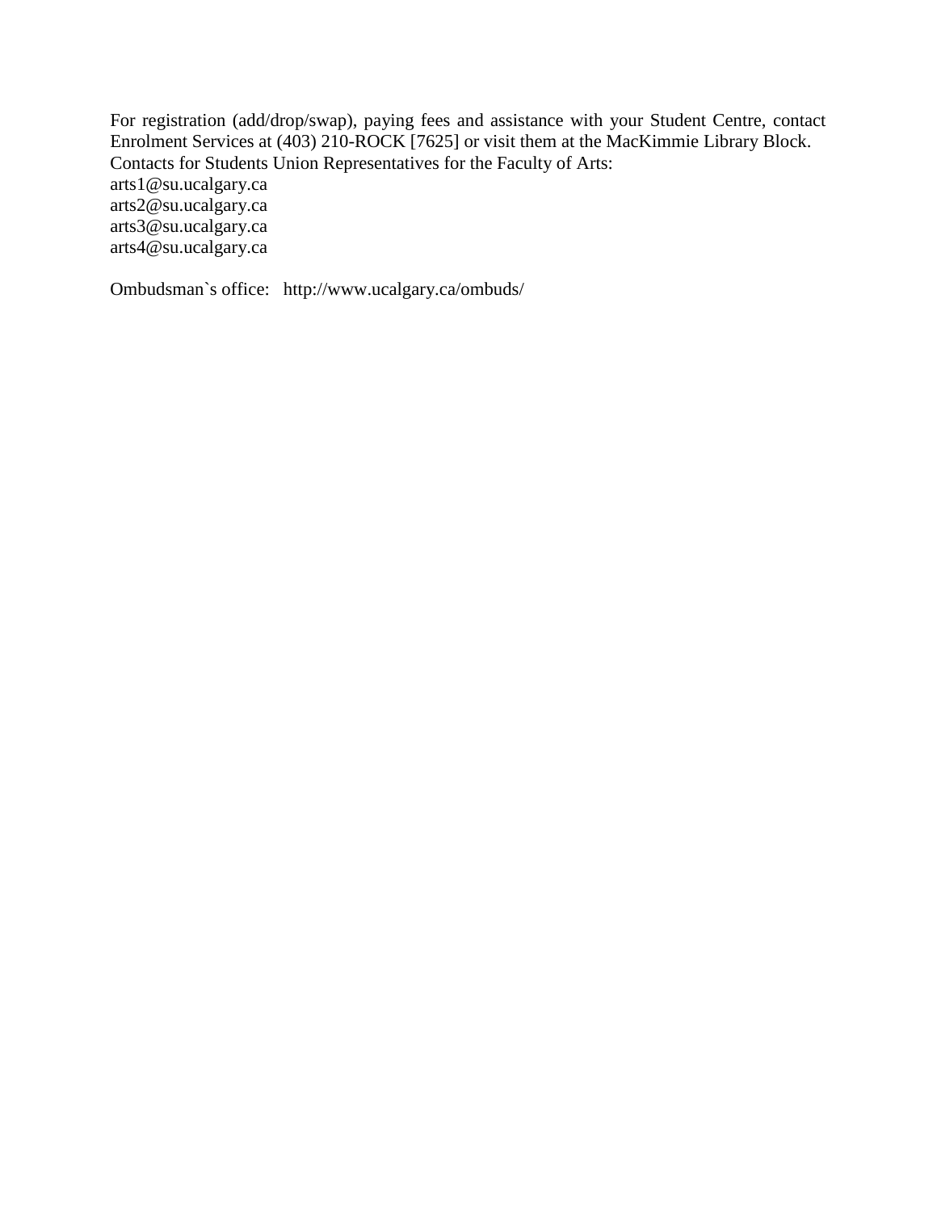For registration (add/drop/swap), paying fees and assistance with your Student Centre, contact Enrolment Services at (403) 210-ROCK [7625] or visit them at the MacKimmie Library Block.
Contacts for Students Union Representatives for the Faculty of Arts:
arts1@su.ucalgary.ca
arts2@su.ucalgary.ca
arts3@su.ucalgary.ca
arts4@su.ucalgary.ca

Ombudsman`s office: http://www.ucalgary.ca/ombuds/